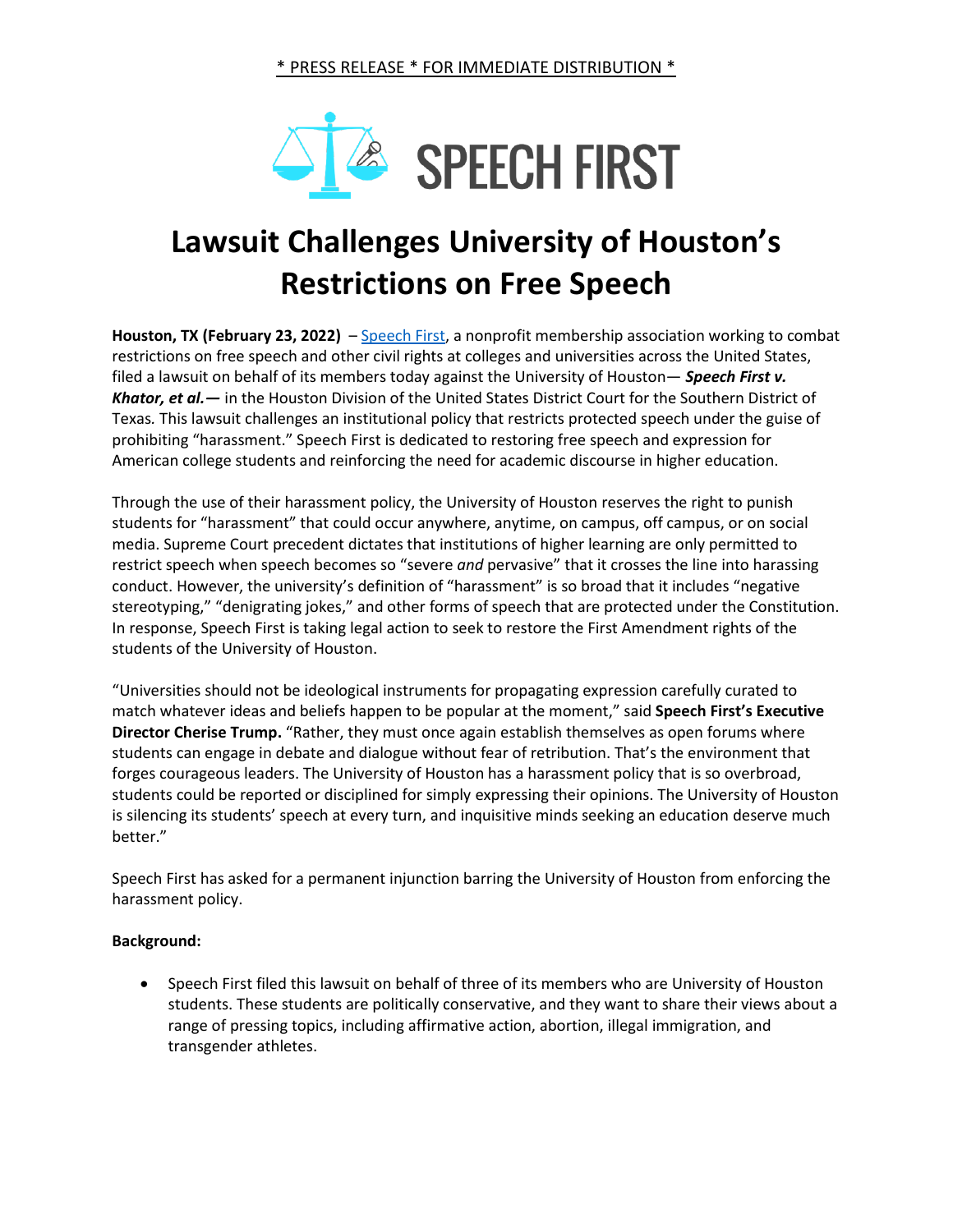\* PRESS RELEASE \* FOR IMMEDIATE DISTRIBUTION \*

SPEECH FIRST

# Lawsuit Challenges University of Houston's Restrictions on Free Speech

**Houston, TX (February 23, 2022)** – Speech First, a nonprofit membership association working to combat restrictions on free speech and other civil rights at colleges and universities across the United States, filed a lawsuit on behalf of its members today against the University of Houston— ***Speech First v. Khator, et al.—*** in the Houston Division of the United States District Court for the Southern District of Texas. This lawsuit challenges an institutional policy that restricts protected speech under the guise of prohibiting "harassment." Speech First is dedicated to restoring free speech and expression for American college students and reinforcing the need for academic discourse in higher education.

Through the use of their harassment policy, the University of Houston reserves the right to punish students for "harassment" that could occur anywhere, anytime, on campus, off campus, or on social media. Supreme Court precedent dictates that institutions of higher learning are only permitted to restrict speech when speech becomes so "severe *and* pervasive" that it crosses the line into harassing conduct. However, the university's definition of "harassment" is so broad that it includes "negative stereotyping," "denigrating jokes," and other forms of speech that are protected under the Constitution. In response, Speech First is taking legal action to seek to restore the First Amendment rights of the students of the University of Houston.

"Universities should not be ideological instruments for propagating expression carefully curated to match whatever ideas and beliefs happen to be popular at the moment," said **Speech First's Executive Director Cherise Trump.** "Rather, they must once again establish themselves as open forums where students can engage in debate and dialogue without fear of retribution. That's the environment that forges courageous leaders. The University of Houston has a harassment policy that is so overbroad, students could be reported or disciplined for simply expressing their opinions. The University of Houston is silencing its students' speech at every turn, and inquisitive minds seeking an education deserve much better."

Speech First has asked for a permanent injunction barring the University of Houston from enforcing the harassment policy.

**Background:**

- Speech First filed this lawsuit on behalf of three of its members who are University of Houston students. These students are politically conservative, and they want to share their views about a range of pressing topics, including affirmative action, abortion, illegal immigration, and transgender athletes.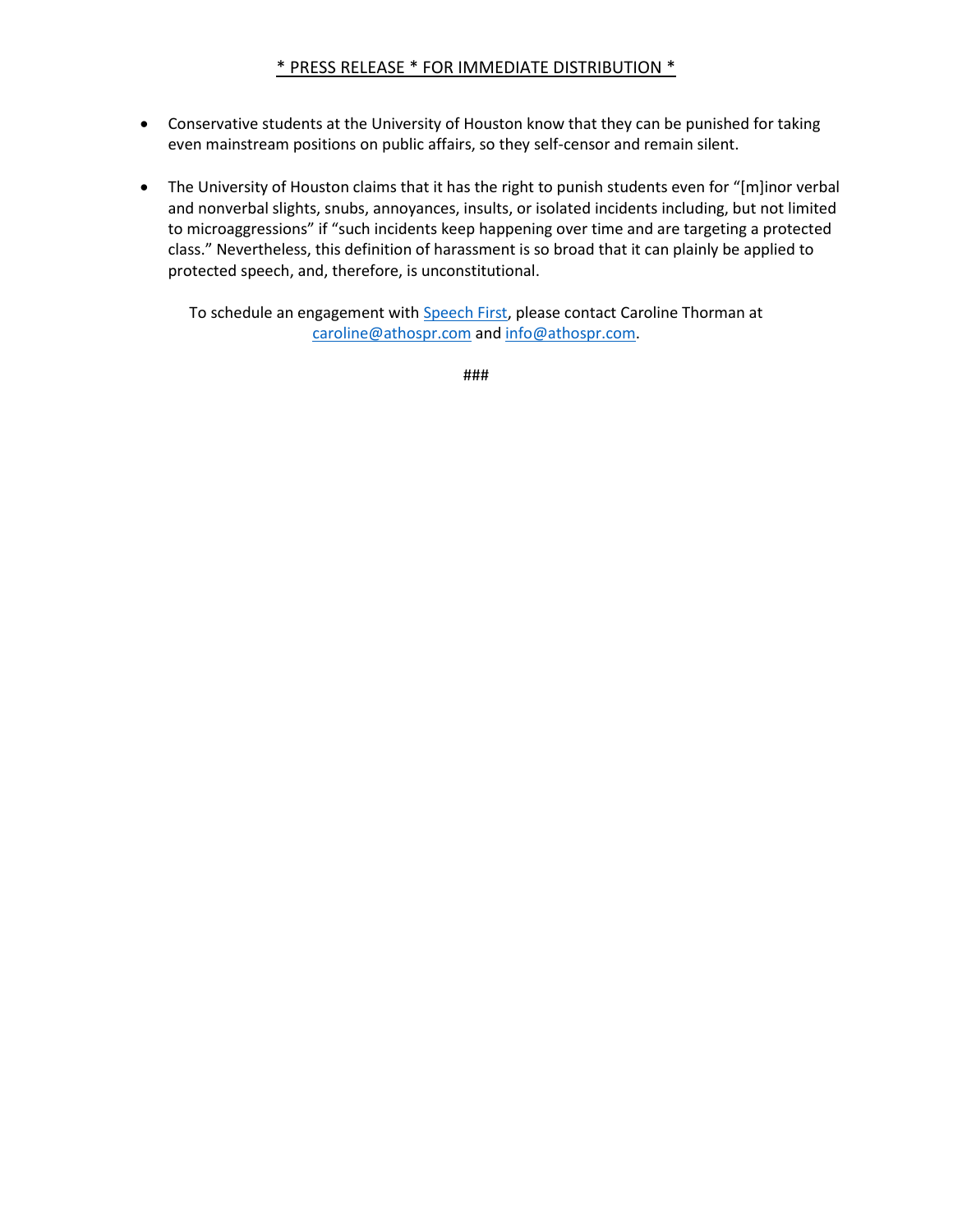* PRESS RELEASE * FOR IMMEDIATE DISTRIBUTION *

- Conservative students at the University of Houston know that they can be punished for taking even mainstream positions on public affairs, so they self-censor and remain silent.

- The University of Houston claims that it has the right to punish students even for "[m]inor verbal and nonverbal slights, snubs, annoyances, insults, or isolated incidents including, but not limited to microaggressions" if "such incidents keep happening over time and are targeting a protected class." Nevertheless, this definition of harassment is so broad that it can plainly be applied to protected speech, and, therefore, is unconstitutional.

To schedule an engagement with Speech First, please contact Caroline Thorman at caroline@athospr.com and info@athospr.com.

###